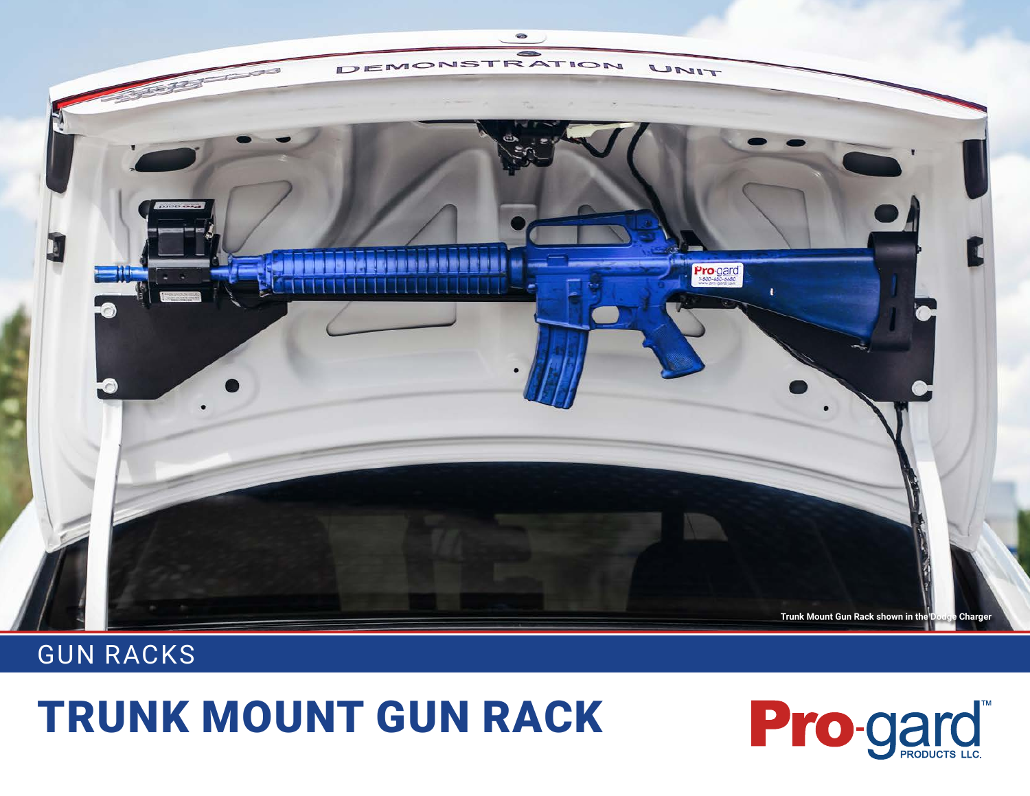Trunk Mount Gun Rack shown in the Dodge Charger

GUN RACKS

# TRUNK MOUNT GUN RACK

Pro-gard™ PRODUCTS LLC.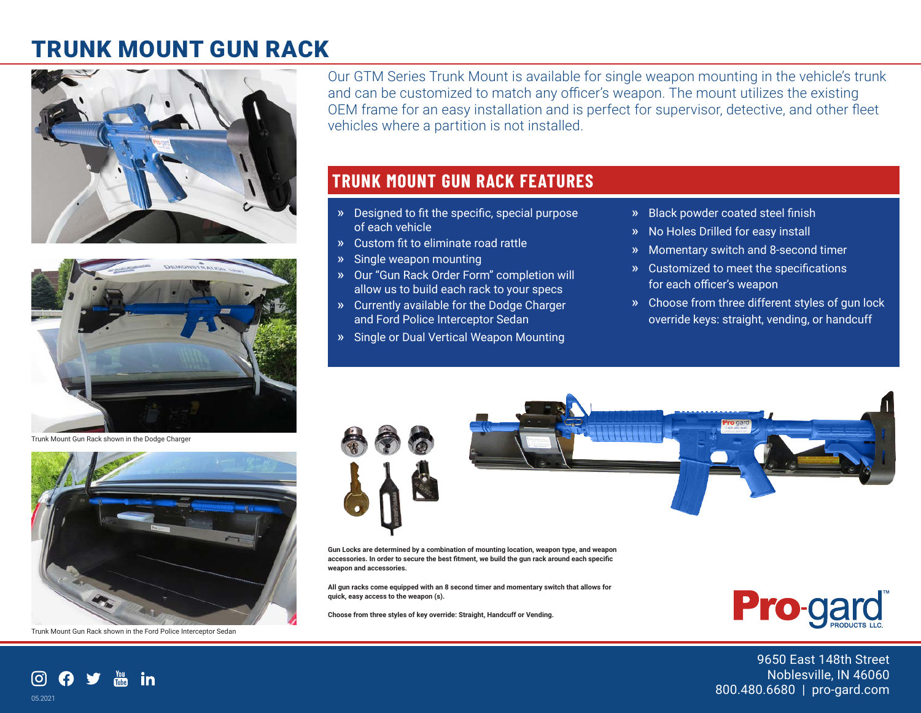# TRUNK MOUNT GUN RACK

Our GTM Series Trunk Mount is available for single weapon mounting in the vehicle's trunk and can be customized to match any officer's weapon. The mount utilizes the existing OEM frame for an easy installation and is perfect for supervisor, detective, and other fleet vehicles where a partition is not installed.

Trunk Mount Gun Rack shown in the Dodge Charger

Trunk Mount Gun Rack shown in the Ford Police Interceptor Sedan

## TRUNK MOUNT GUN RACK FEATURES

- Designed to fit the specific, special purpose of each vehicle
- Custom fit to eliminate road rattle
- Single weapon mounting
- Our "Gun Rack Order Form" completion will allow us to build each rack to your specs
- Currently available for the Dodge Charger and Ford Police Interceptor Sedan
- Single or Dual Vertical Weapon Mounting
- Black powder coated steel finish
- No Holes Drilled for easy install
- Momentary switch and 8-second timer
- Customized to meet the specifications for each officer's weapon
- Choose from three different styles of gun lock override keys: straight, vending, or handcuff

**Gun Locks are determined by a combination of mounting location, weapon type, and weapon accessories. In order to secure the best fitment, we build the gun rack around each specific weapon and accessories.**

**All gun racks come equipped with an 8 second timer and momentary switch that allows for quick, easy access to the weapon (s).**

**Choose from three styles of key override: Straight, Handcuff or Vending.**

Pro-gard PRODUCTS LLC.

9650 East 148th Street
Noblesville, IN 46060
800.480.6680 | pro-gard.com

05.2021